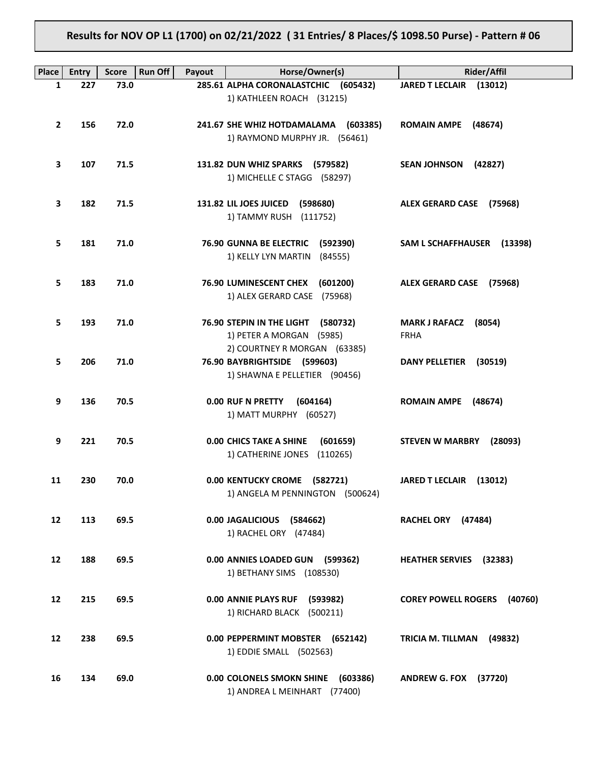# Results for NOV OP L1 (1700) on 02/21/2022 ( 31 Entries/ 8 Places/$ 1098.50 Purse) - Pattern # 06

| Place | Entry | Score | Run Off | Payout | Horse/Owner(s) | Rider/Affil |
|---|---|---|---|---|---|---|
| 1 | 227 | 73.0 | | 285.61 | **ALPHA CORONALASTCHIC (605432)**<br>1) KATHLEEN ROACH (31215) | **JARED T LECLAIR (13012)** |
| 2 | 156 | 72.0 | | 241.67 | **SHE WHIZ HOTDAMALAMA (603385)**<br>1) RAYMOND MURPHY JR. (56461) | **ROMAIN AMPE (48674)** |
| 3 | 107 | 71.5 | | 131.82 | **DUN WHIZ SPARKS (579582)**<br>1) MICHELLE C STAGG (58297) | **SEAN JOHNSON (42827)** |
| 3 | 182 | 71.5 | | 131.82 | **LIL JOES JUICED (598680)**<br>1) TAMMY RUSH (111752) | **ALEX GERARD CASE (75968)** |
| 5 | 181 | 71.0 | | 76.90 | **GUNNA BE ELECTRIC (592390)**<br>1) KELLY LYN MARTIN (84555) | **SAM L SCHAFFHAUSER (13398)** |
| 5 | 183 | 71.0 | | 76.90 | **LUMINESCENT CHEX (601200)**<br>1) ALEX GERARD CASE (75968) | **ALEX GERARD CASE (75968)** |
| 5 | 193 | 71.0 | | 76.90 | **STEPIN IN THE LIGHT (580732)**<br>1) PETER A MORGAN (5985)<br>2) COURTNEY R MORGAN (63385) | **MARK J RAFACZ (8054)**<br>FRHA |
| 5 | 206 | 71.0 | | 76.90 | **BAYBRIGHTSIDE (599603)**<br>1) SHAWNA E PELLETIER (90456) | **DANY PELLETIER (30519)** |
| 9 | 136 | 70.5 | | 0.00 | **RUF N PRETTY (604164)**<br>1) MATT MURPHY (60527) | **ROMAIN AMPE (48674)** |
| 9 | 221 | 70.5 | | 0.00 | **CHICS TAKE A SHINE (601659)**<br>1) CATHERINE JONES (110265) | **STEVEN W MARBRY (28093)** |
| 11 | 230 | 70.0 | | 0.00 | **KENTUCKY CROME (582721)**<br>1) ANGELA M PENNINGTON (500624) | **JARED T LECLAIR (13012)** |
| 12 | 113 | 69.5 | | 0.00 | **JAGALICIOUS (584662)**<br>1) RACHEL ORY (47484) | **RACHEL ORY (47484)** |
| 12 | 188 | 69.5 | | 0.00 | **ANNIES LOADED GUN (599362)**<br>1) BETHANY SIMS (108530) | **HEATHER SERVIES (32383)** |
| 12 | 215 | 69.5 | | 0.00 | **ANNIE PLAYS RUF (593982)**<br>1) RICHARD BLACK (500211) | **COREY POWELL ROGERS (40760)** |
| 12 | 238 | 69.5 | | 0.00 | **PEPPERMINT MOBSTER (652142)**<br>1) EDDIE SMALL (502563) | **TRICIA M. TILLMAN (49832)** |
| 16 | 134 | 69.0 | | 0.00 | **COLONELS SMOKN SHINE (603386)**<br>1) ANDREA L MEINHART (77400) | **ANDREW G. FOX (37720)** |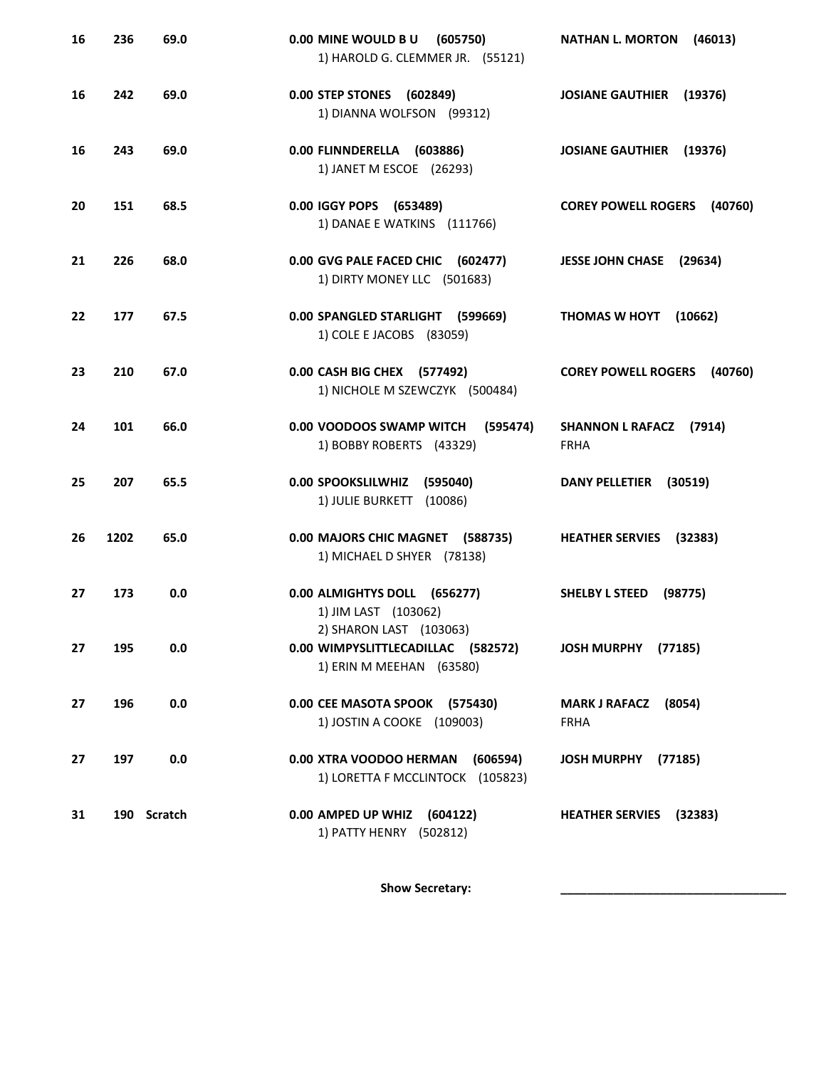| | | | | |
|---|---|---|---|---|
| 16 | 236 | 69.0 | 0.00 **MINE WOULD B U (605750)**<br>1) HAROLD G. CLEMMER JR. (55121) | **NATHAN L. MORTON (46013)** |
| 16 | 242 | 69.0 | 0.00 **STEP STONES (602849)**<br>1) DIANNA WOLFSON (99312) | **JOSIANE GAUTHIER (19376)** |
| 16 | 243 | 69.0 | 0.00 **FLINNDERELLA (603886)**<br>1) JANET M ESCOE (26293) | **JOSIANE GAUTHIER (19376)** |
| 20 | 151 | 68.5 | 0.00 **IGGY POPS (653489)**<br>1) DANAE E WATKINS (111766) | **COREY POWELL ROGERS (40760)** |
| 21 | 226 | 68.0 | 0.00 **GVG PALE FACED CHIC (602477)**<br>1) DIRTY MONEY LLC (501683) | **JESSE JOHN CHASE (29634)** |
| 22 | 177 | 67.5 | 0.00 **SPANGLED STARLIGHT (599669)**<br>1) COLE E JACOBS (83059) | **THOMAS W HOYT (10662)** |
| 23 | 210 | 67.0 | 0.00 **CASH BIG CHEX (577492)**<br>1) NICHOLE M SZEWCZYK (500484) | **COREY POWELL ROGERS (40760)** |
| 24 | 101 | 66.0 | 0.00 **VOODOOS SWAMP WITCH (595474)**<br>1) BOBBY ROBERTS (43329) | **SHANNON L RAFACZ (7914)**<br>FRHA |
| 25 | 207 | 65.5 | 0.00 **SPOOKSLILWHIZ (595040)**<br>1) JULIE BURKETT (10086) | **DANY PELLETIER (30519)** |
| 26 | 1202 | 65.0 | 0.00 **MAJORS CHIC MAGNET (588735)**<br>1) MICHAEL D SHYER (78138) | **HEATHER SERVIES (32383)** |
| 27 | 173 | 0.0 | 0.00 **ALMIGHTYS DOLL (656277)**<br>1) JIM LAST (103062)<br>2) SHARON LAST (103063) | **SHELBY L STEED (98775)** |
| 27 | 195 | 0.0 | 0.00 **WIMPYSLITTLECADILLAC (582572)**<br>1) ERIN M MEEHAN (63580) | **JOSH MURPHY (77185)** |
| 27 | 196 | 0.0 | 0.00 **CEE MASOTA SPOOK (575430)**<br>1) JOSTIN A COOKE (109003) | **MARK J RAFACZ (8054)**<br>FRHA |
| 27 | 197 | 0.0 | 0.00 **XTRA VOODOO HERMAN (606594)**<br>1) LORETTA F MCCLINTOCK (105823) | **JOSH MURPHY (77185)** |
| 31 | 190 | Scratch | 0.00 **AMPED UP WHIZ (604122)**<br>1) PATTY HENRY (502812) | **HEATHER SERVIES (32383)** |

**Show Secretary:** ________________________________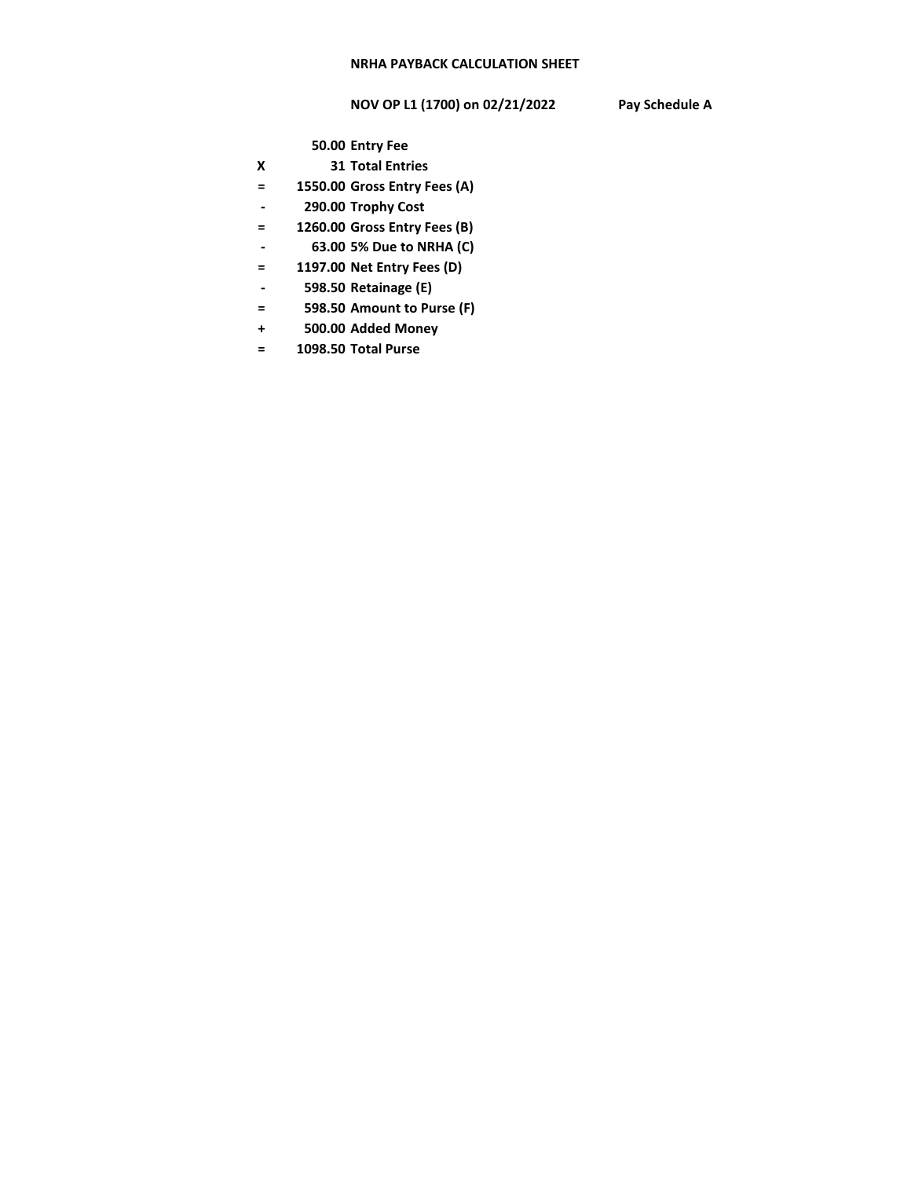**NRHA PAYBACK CALCULATION SHEET**

**NOV OP L1 (1700) on 02/21/2022** **Pay Schedule A**

| | | |
|---|---|---|
| | 50.00 | Entry Fee |
| X | 31 | Total Entries |
| = | 1550.00 | Gross Entry Fees (A) |
| - | 290.00 | Trophy Cost |
| = | 1260.00 | Gross Entry Fees (B) |
| - | 63.00 | 5% Due to NRHA (C) |
| = | 1197.00 | Net Entry Fees (D) |
| - | 598.50 | Retainage (E) |
| = | 598.50 | Amount to Purse (F) |
| + | 500.00 | Added Money |
| = | 1098.50 | Total Purse |